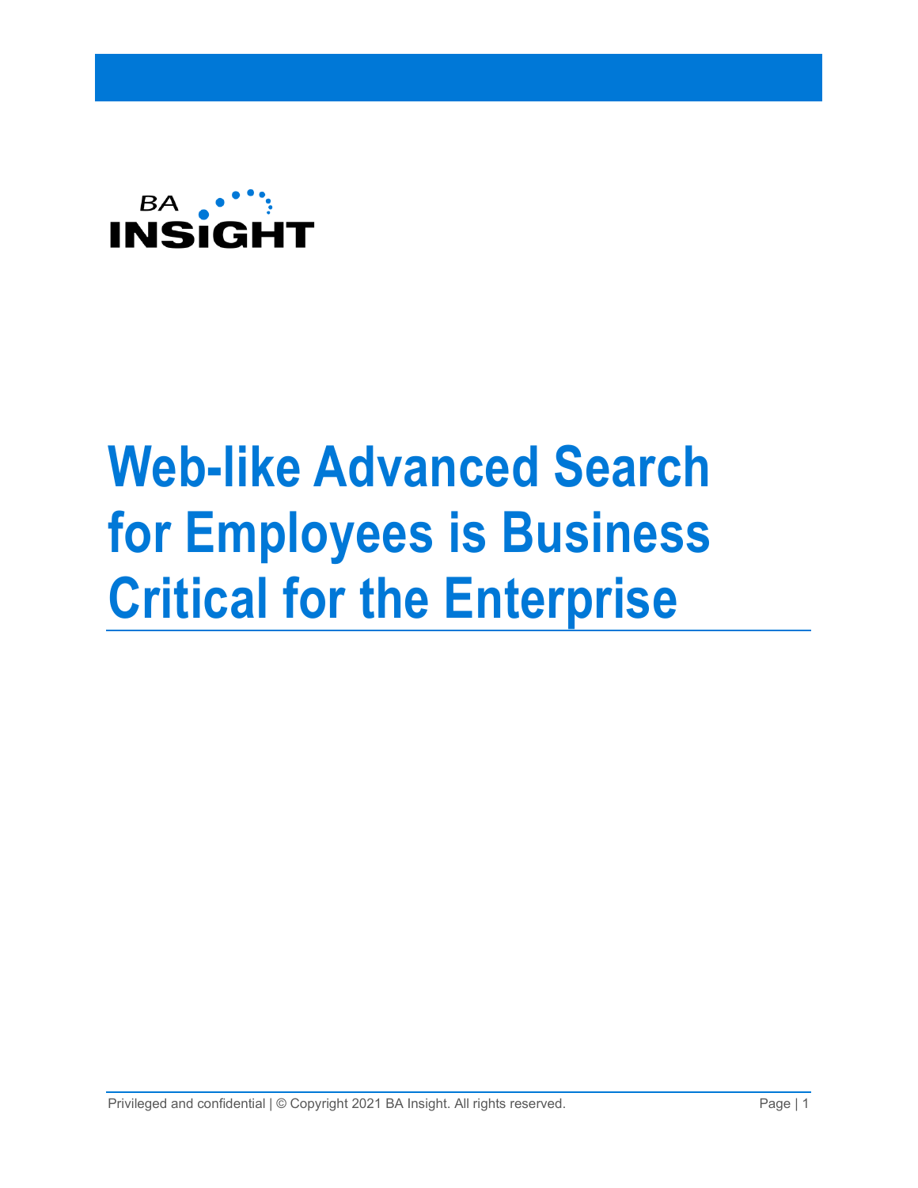BA INSIGHT

# Web-like Advanced Search for Employees is Business Critical for the Enterprise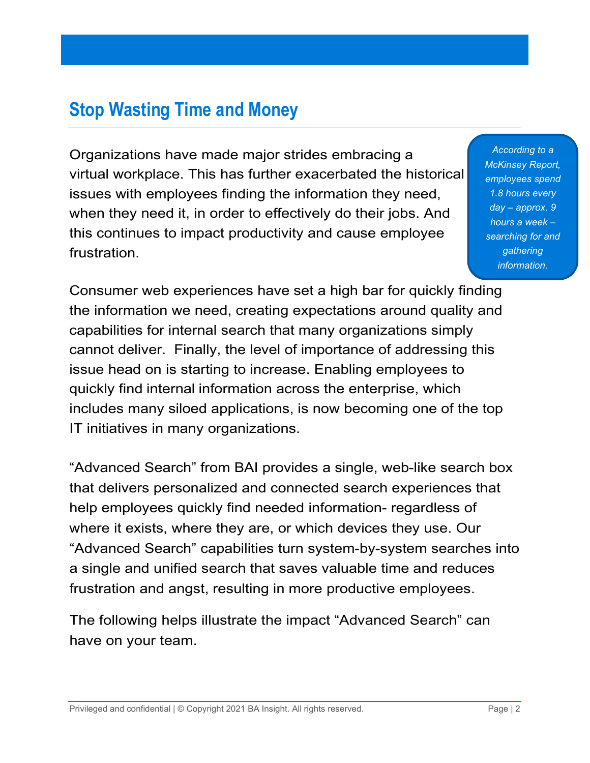## Stop Wasting Time and Money

Organizations have made major strides embracing a virtual workplace. This has further exacerbated the historical issues with employees finding the information they need, when they need it, in order to effectively do their jobs. And this continues to impact productivity and cause employee frustration.

*According to a McKinsey Report, employees spend 1.8 hours every day – approx. 9 hours a week – searching for and gathering information.*

Consumer web experiences have set a high bar for quickly finding the information we need, creating expectations around quality and capabilities for internal search that many organizations simply cannot deliver. Finally, the level of importance of addressing this issue head on is starting to increase. Enabling employees to quickly find internal information across the enterprise, which includes many siloed applications, is now becoming one of the top IT initiatives in many organizations.

"Advanced Search" from BAI provides a single, web-like search box that delivers personalized and connected search experiences that help employees quickly find needed information- regardless of where it exists, where they are, or which devices they use. Our "Advanced Search" capabilities turn system-by-system searches into a single and unified search that saves valuable time and reduces frustration and angst, resulting in more productive employees.

The following helps illustrate the impact "Advanced Search" can have on your team.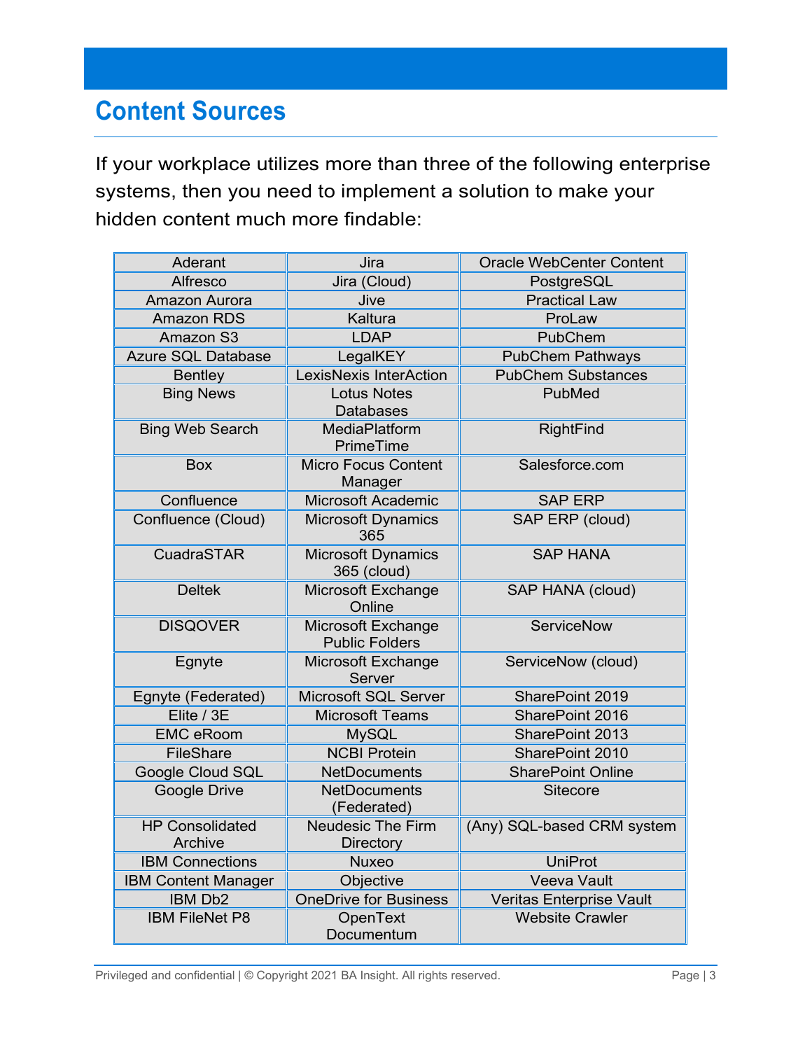## Content Sources

If your workplace utilizes more than three of the following enterprise systems, then you need to implement a solution to make your hidden content much more findable:

| | | |
|---|---|---|
| Aderant | Jira | Oracle WebCenter Content |
| Alfresco | Jira (Cloud) | PostgreSQL |
| Amazon Aurora | Jive | Practical Law |
| Amazon RDS | Kaltura | ProLaw |
| Amazon S3 | LDAP | PubChem |
| Azure SQL Database | LegalKEY | PubChem Pathways |
| Bentley | LexisNexis InterAction | PubChem Substances |
| Bing News | Lotus Notes Databases | PubMed |
| Bing Web Search | MediaPlatform PrimeTime | RightFind |
| Box | Micro Focus Content Manager | Salesforce.com |
| Confluence | Microsoft Academic | SAP ERP |
| Confluence (Cloud) | Microsoft Dynamics 365 | SAP ERP (cloud) |
| CuadraSTAR | Microsoft Dynamics 365 (cloud) | SAP HANA |
| Deltek | Microsoft Exchange Online | SAP HANA (cloud) |
| DISQOVER | Microsoft Exchange Public Folders | ServiceNow |
| Egnyte | Microsoft Exchange Server | ServiceNow (cloud) |
| Egnyte (Federated) | Microsoft SQL Server | SharePoint 2019 |
| Elite / 3E | Microsoft Teams | SharePoint 2016 |
| EMC eRoom | MySQL | SharePoint 2013 |
| FileShare | NCBI Protein | SharePoint 2010 |
| Google Cloud SQL | NetDocuments | SharePoint Online |
| Google Drive | NetDocuments (Federated) | Sitecore |
| HP Consolidated Archive | Neudesic The Firm Directory | (Any) SQL-based CRM system |
| IBM Connections | Nuxeo | UniProt |
| IBM Content Manager | Objective | Veeva Vault |
| IBM Db2 | OneDrive for Business | Veritas Enterprise Vault |
| IBM FileNet P8 | OpenText Documentum | Website Crawler |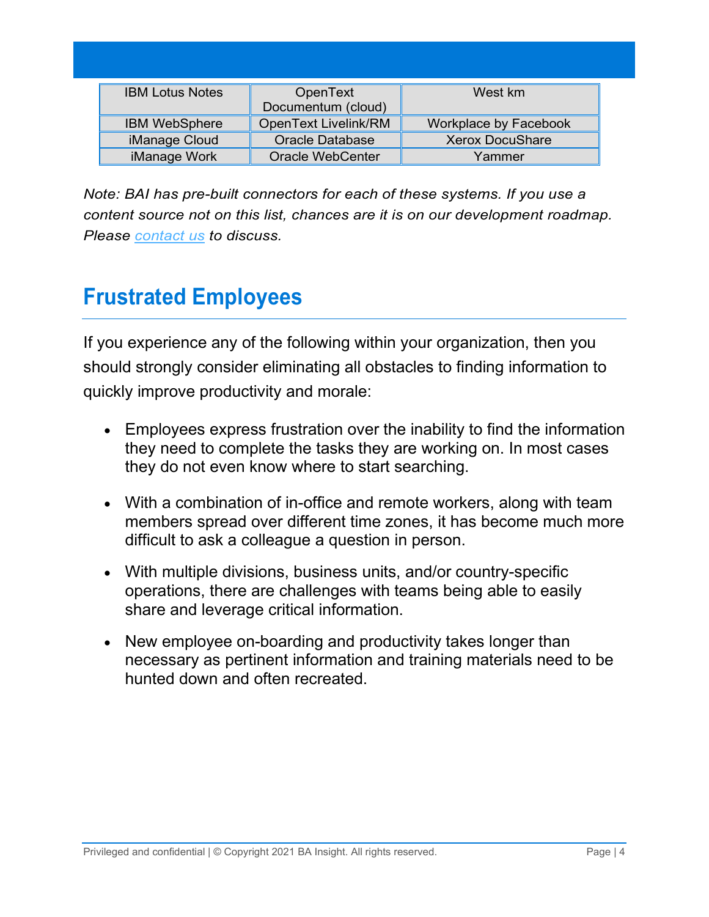| IBM Lotus Notes | OpenText Documentum (cloud) | West km |
|---|---|---|
| IBM WebSphere | OpenText Livelink/RM | Workplace by Facebook |
| iManage Cloud | Oracle Database | Xerox DocuShare |
| iManage Work | Oracle WebCenter | Yammer |

*Note: BAI has pre-built connectors for each of these systems. If you use a content source not on this list, chances are it is on our development roadmap. Please [contact us](#) to discuss.*

## Frustrated Employees

If you experience any of the following within your organization, then you should strongly consider eliminating all obstacles to finding information to quickly improve productivity and morale:

- Employees express frustration over the inability to find the information they need to complete the tasks they are working on. In most cases they do not even know where to start searching.
- With a combination of in-office and remote workers, along with team members spread over different time zones, it has become much more difficult to ask a colleague a question in person.
- With multiple divisions, business units, and/or country-specific operations, there are challenges with teams being able to easily share and leverage critical information.
- New employee on-boarding and productivity takes longer than necessary as pertinent information and training materials need to be hunted down and often recreated.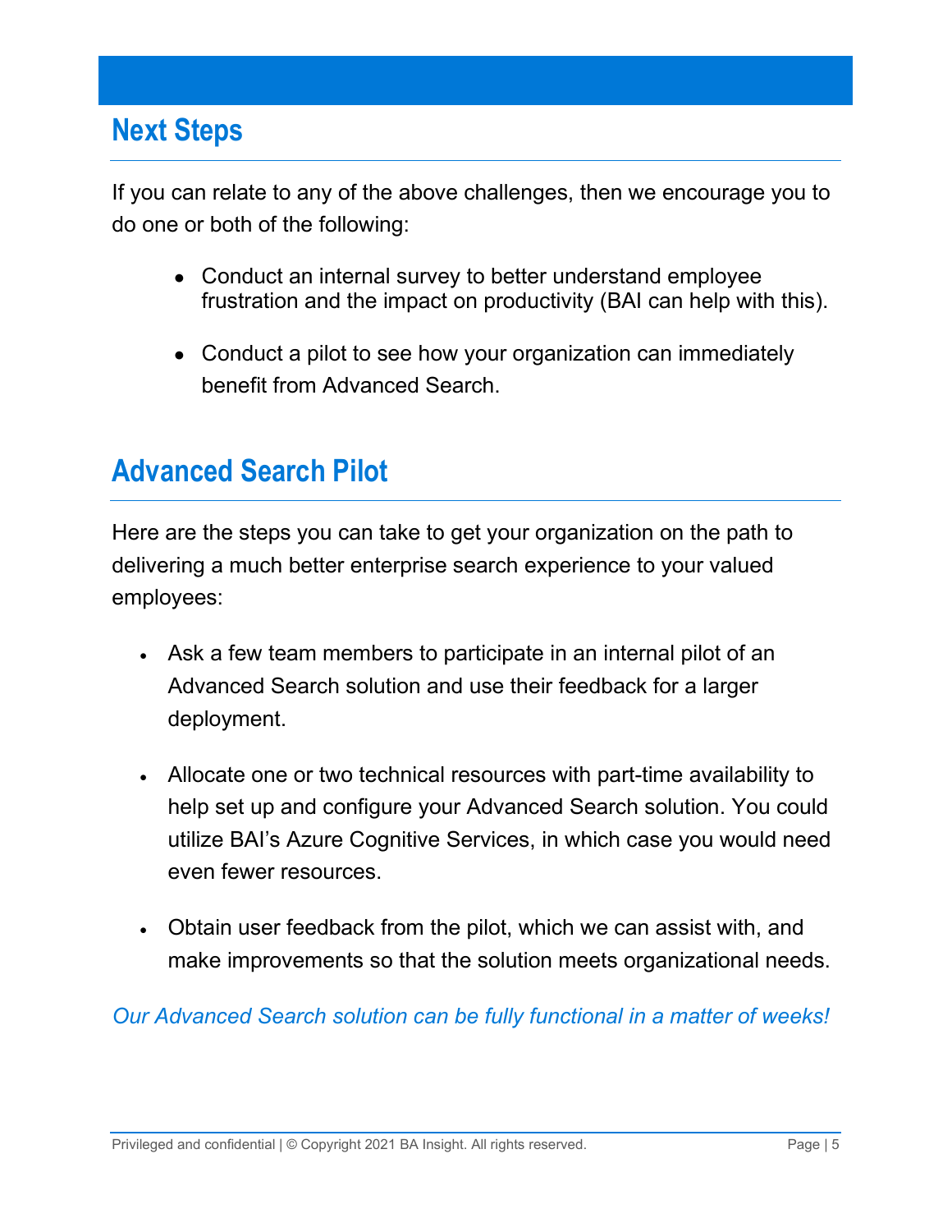## Next Steps

If you can relate to any of the above challenges, then we encourage you to do one or both of the following:

- Conduct an internal survey to better understand employee frustration and the impact on productivity (BAI can help with this).
- Conduct a pilot to see how your organization can immediately benefit from Advanced Search.

## Advanced Search Pilot

Here are the steps you can take to get your organization on the path to delivering a much better enterprise search experience to your valued employees:

- Ask a few team members to participate in an internal pilot of an Advanced Search solution and use their feedback for a larger deployment.
- Allocate one or two technical resources with part-time availability to help set up and configure your Advanced Search solution. You could utilize BAI's Azure Cognitive Services, in which case you would need even fewer resources.
- Obtain user feedback from the pilot, which we can assist with, and make improvements so that the solution meets organizational needs.

*Our Advanced Search solution can be fully functional in a matter of weeks!*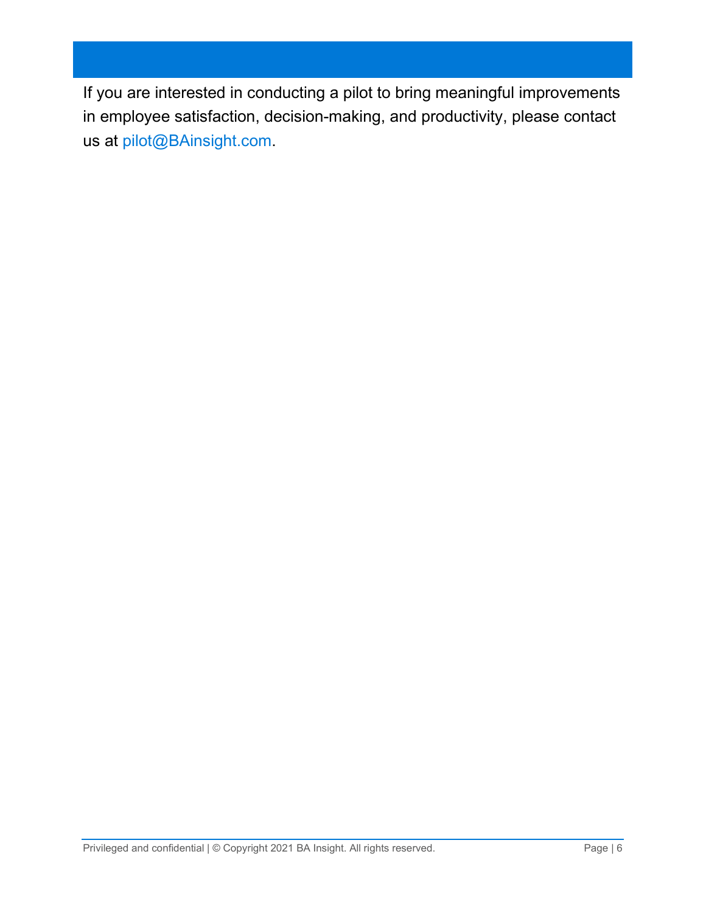If you are interested in conducting a pilot to bring meaningful improvements in employee satisfaction, decision-making, and productivity, please contact us at pilot@BAinsight.com.